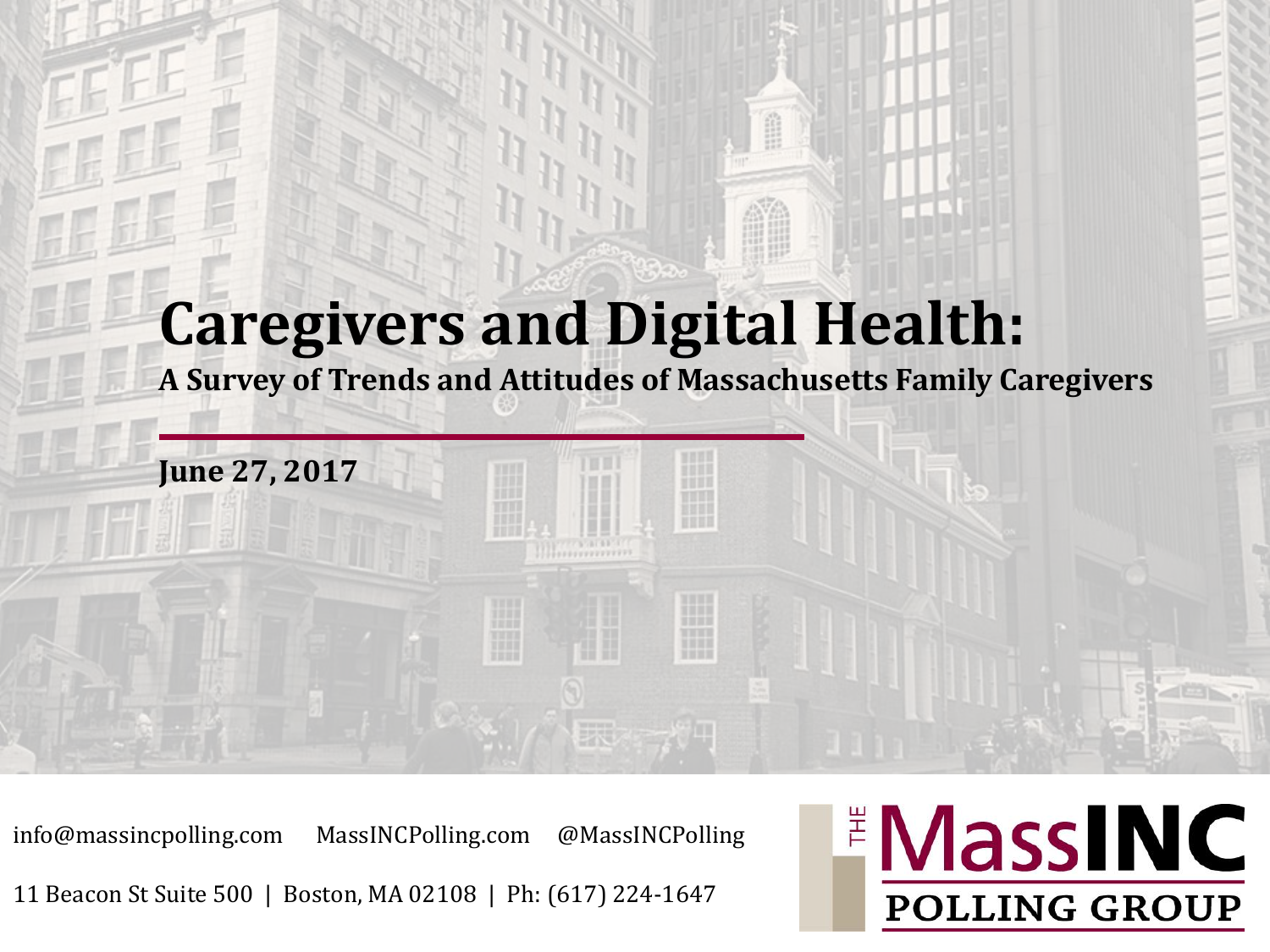# Caregivers and Digital Health:

## A Survey of Trends and Attitudes of Massachusetts Family Caregivers

**June 27, 2017**

info@massincpolling.com MassINCPolling.com @MassINCPolling

11 Beacon St Suite 500 | Boston, MA 02108 | Ph: (617) 224-1647

THE MassINC POLLING GROUP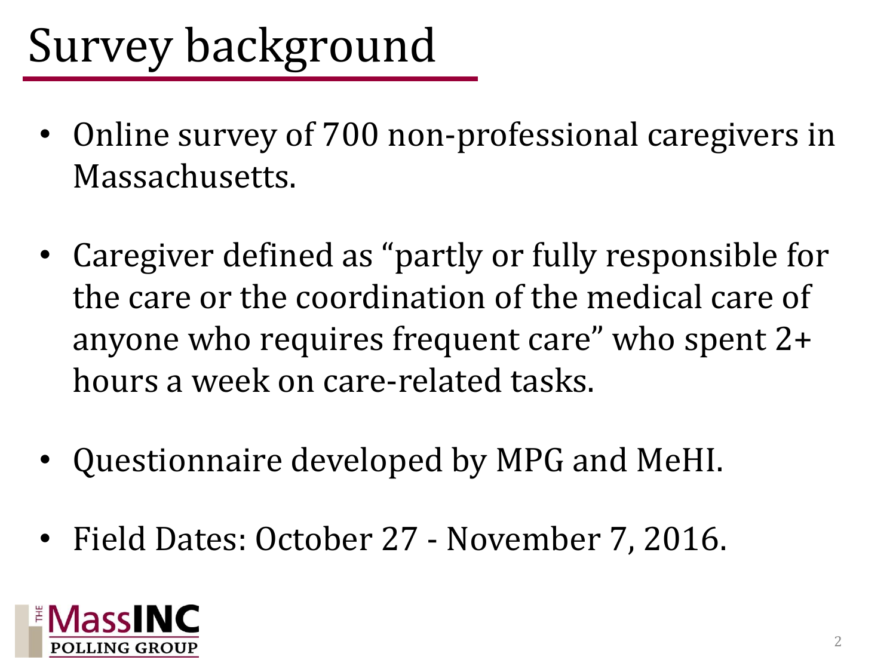# Survey background

- Online survey of 700 non-professional caregivers in Massachusetts.
- Caregiver defined as "partly or fully responsible for the care or the coordination of the medical care of anyone who requires frequent care" who spent 2+ hours a week on care-related tasks.
- Questionnaire developed by MPG and MeHI.
- Field Dates: October 27 - November 7, 2016.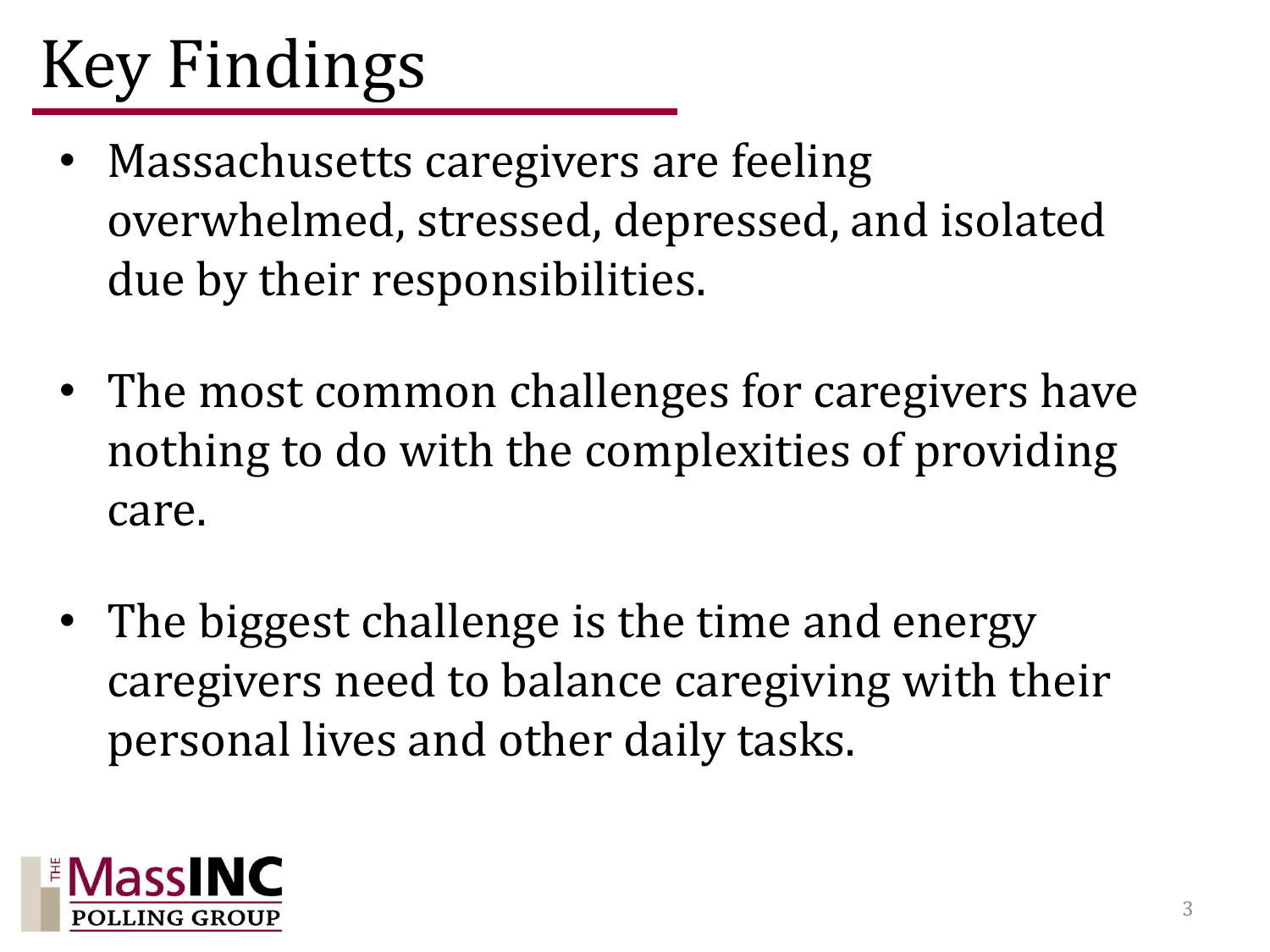# Key Findings

- Massachusetts caregivers are feeling overwhelmed, stressed, depressed, and isolated due by their responsibilities.

- The most common challenges for caregivers have nothing to do with the complexities of providing care.

- The biggest challenge is the time and energy caregivers need to balance caregiving with their personal lives and other daily tasks.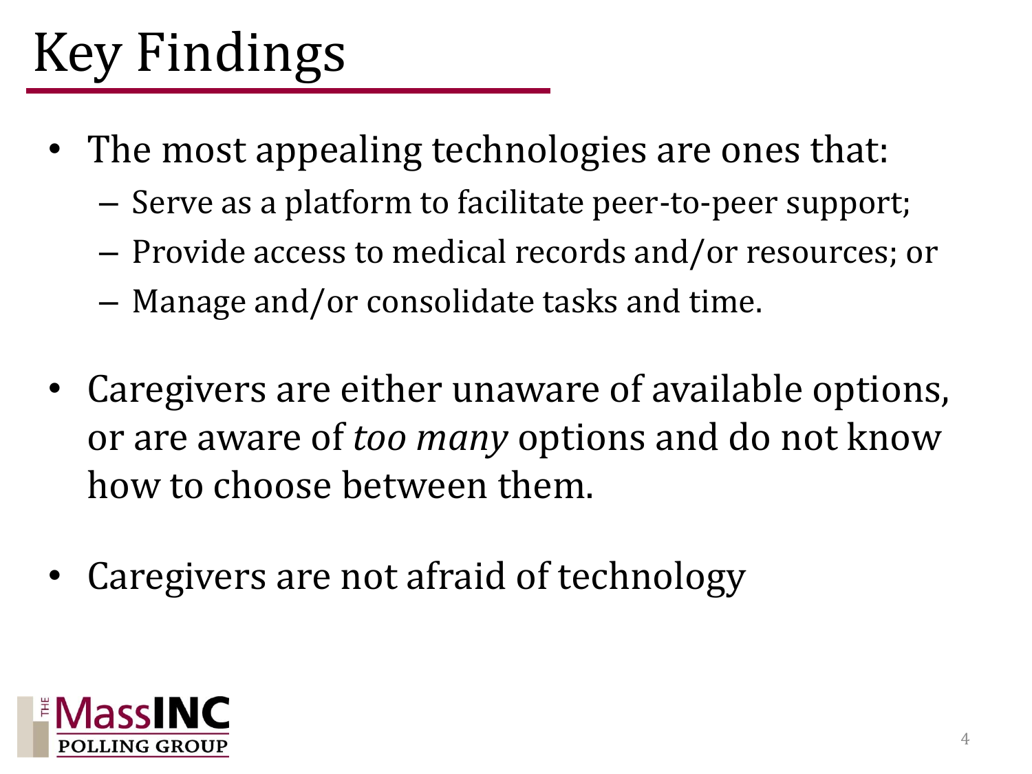# Key Findings

- The most appealing technologies are ones that:
  - Serve as a platform to facilitate peer-to-peer support;
  - Provide access to medical records and/or resources; or
  - Manage and/or consolidate tasks and time.
- Caregivers are either unaware of available options, or are aware of *too many* options and do not know how to choose between them.
- Caregivers are not afraid of technology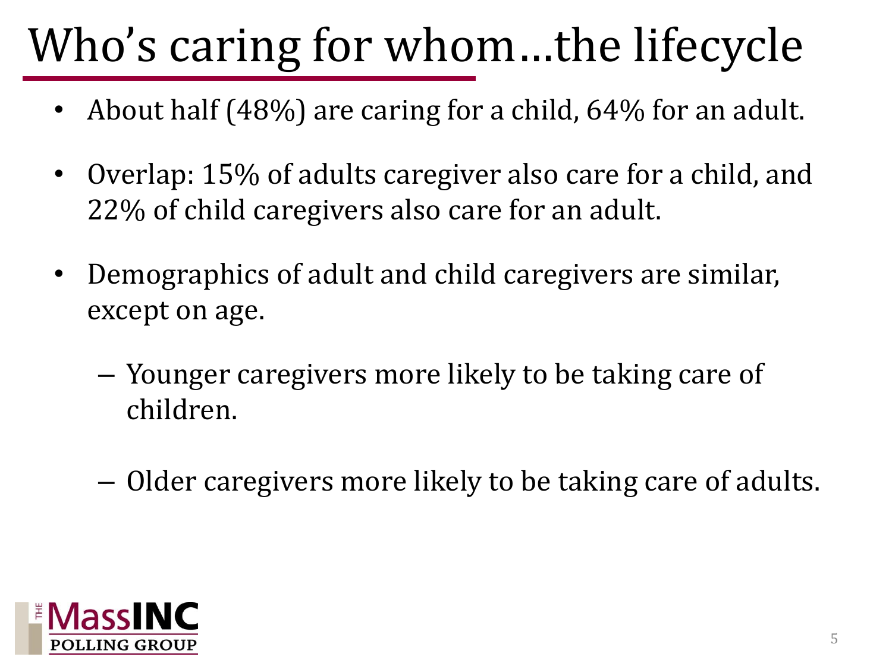# Who's caring for whom…the lifecycle

- About half (48%) are caring for a child, 64% for an adult.
- Overlap: 15% of adults caregiver also care for a child, and 22% of child caregivers also care for an adult.
- Demographics of adult and child caregivers are similar, except on age.
  - Younger caregivers more likely to be taking care of children.
  - Older caregivers more likely to be taking care of adults.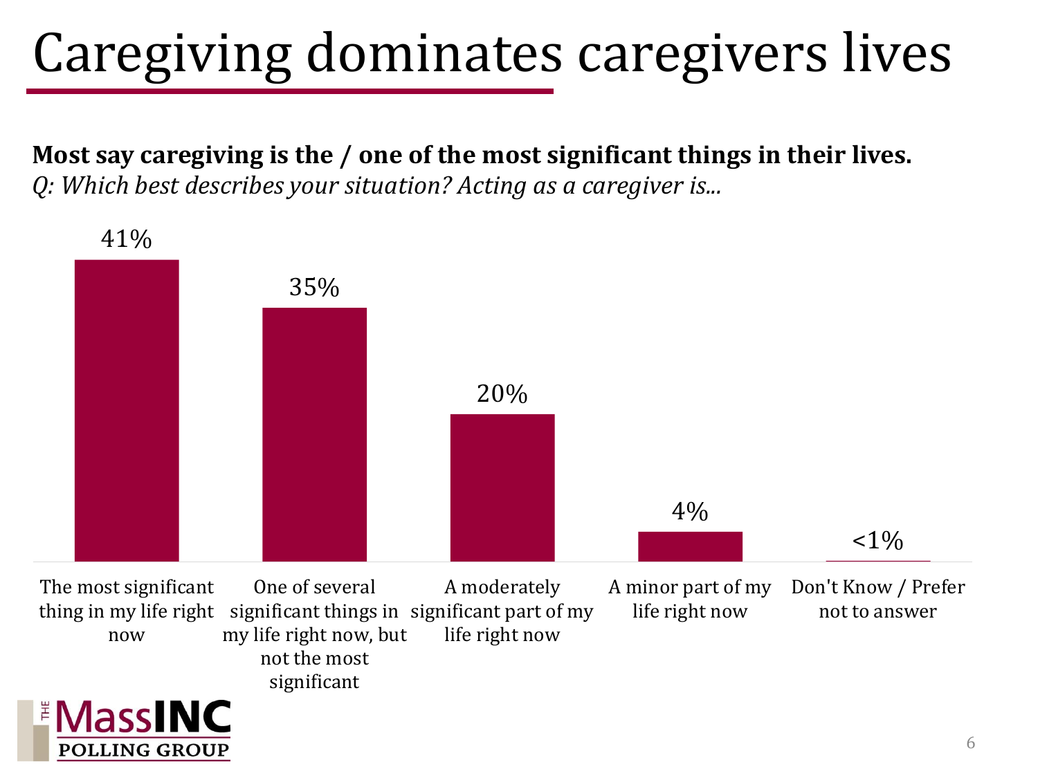# Caregiving dominates caregivers lives

**Most say caregiving is the / one of the most significant things in their lives.**

*Q: Which best describes your situation? Acting as a caregiver is...*

| Response | % |
| --- | --- |
| The most significant thing in my life right now | 41% |
| One of several significant things in my life right now, but not the most significant | 35% |
| A moderately significant part of my life right now | 20% |
| A minor part of my life right now | 4% |
| Don't Know / Prefer not to answer | <1% |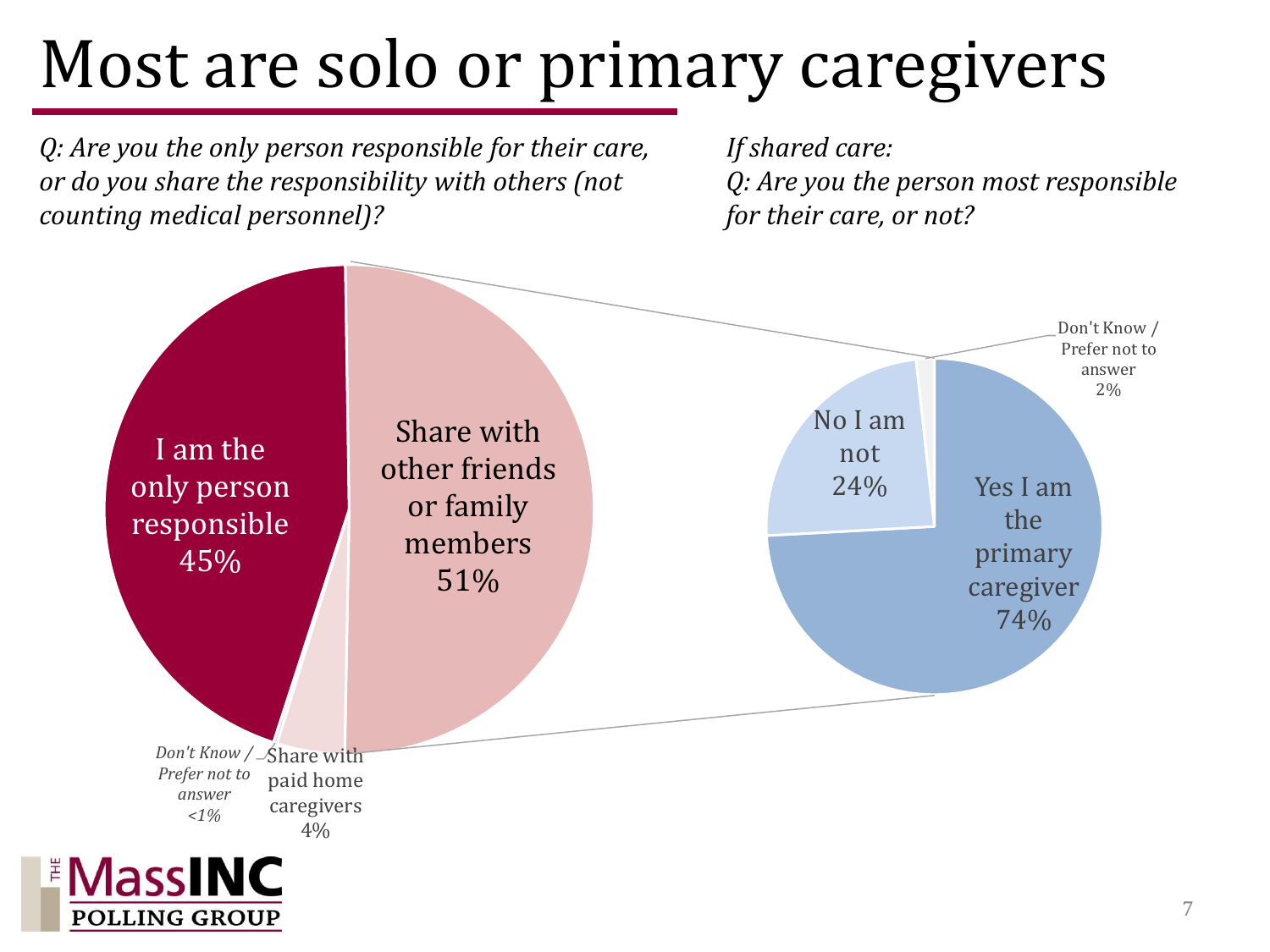# Most are solo or primary caregivers

*Q: Are you the only person responsible for their care, or do you share the responsibility with others (not counting medical personnel)?*

- I am the only person responsible 45%
- Share with other friends or family members 51%
- Share with paid home caregivers 4%
- *Don't Know / Prefer not to answer <1%*

*If shared care:*
*Q: Are you the person most responsible for their care, or not?*

- Yes I am the primary caregiver 74%
- No I am not 24%
- Don't Know / Prefer not to answer 2%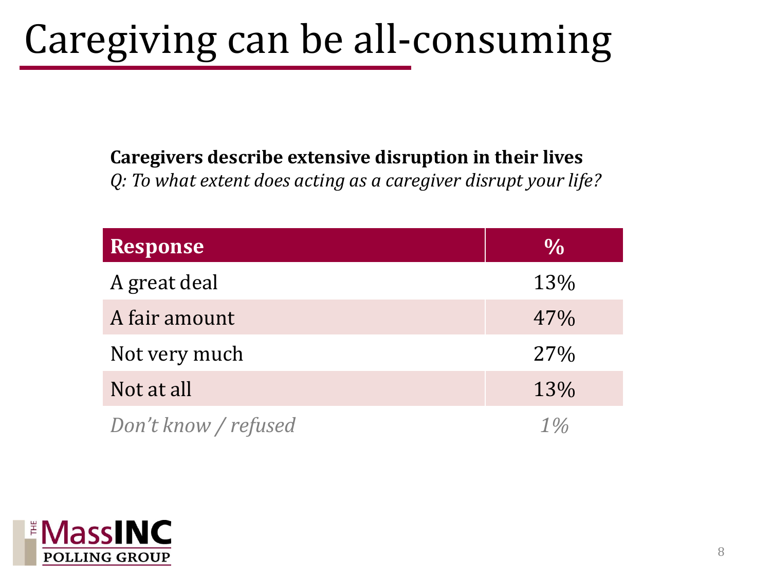# Caregiving can be all-consuming

**Caregivers describe extensive disruption in their lives**

*Q: To what extent does acting as a caregiver disrupt your life?*

| Response | % |
|---|---|
| A great deal | 13% |
| A fair amount | 47% |
| Not very much | 27% |
| Not at all | 13% |
| *Don't know / refused* | *1%* |

THE MassINC POLLING GROUP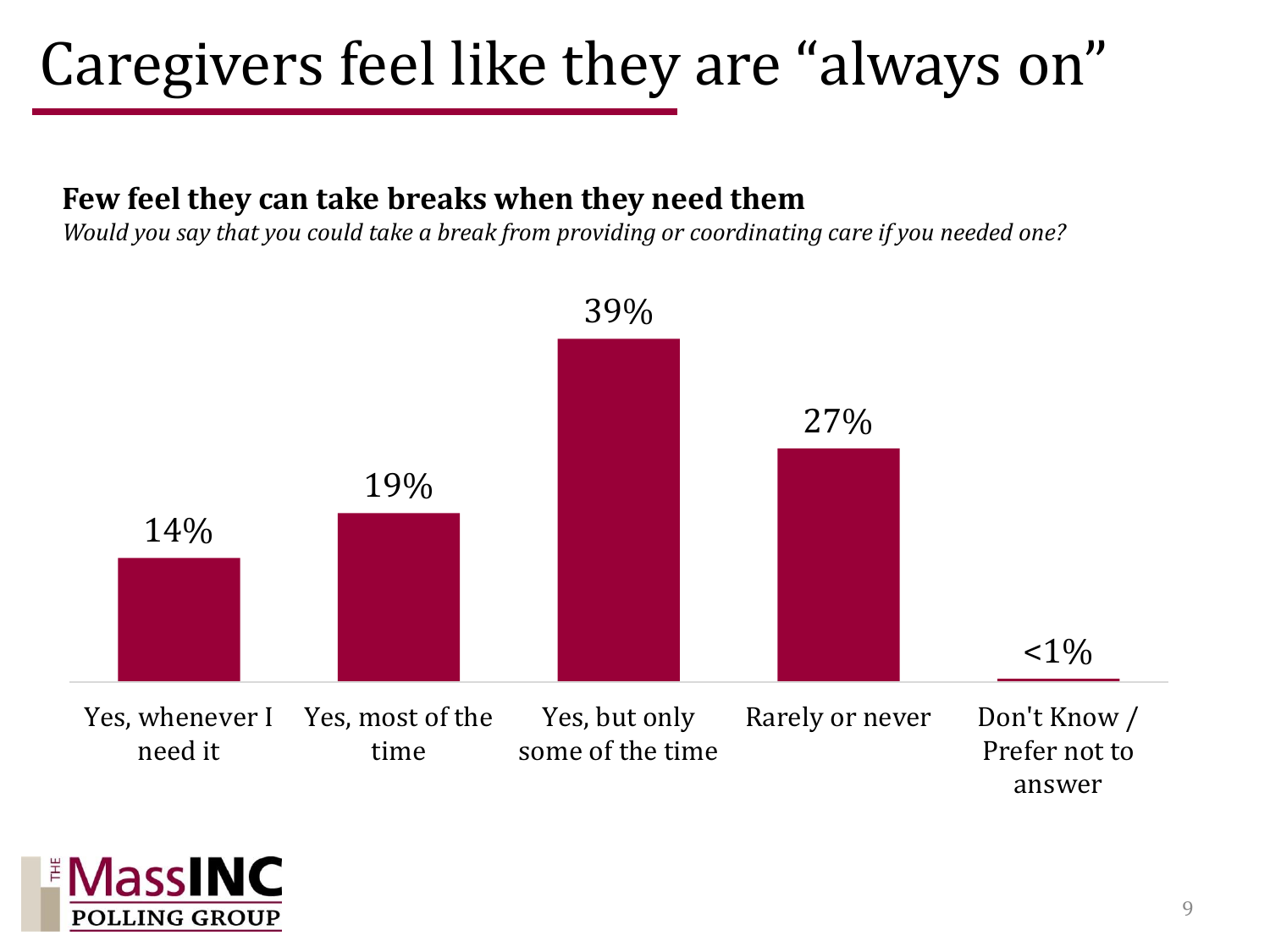# Caregivers feel like they are "always on"

**Few feel they can take breaks when they need them**

*Would you say that you could take a break from providing or coordinating care if you needed one?*

| Response | Percent |
| --- | --- |
| Yes, whenever I need it | 14% |
| Yes, most of the time | 19% |
| Yes, but only some of the time | 39% |
| Rarely or never | 27% |
| Don't Know / Prefer not to answer | <1% |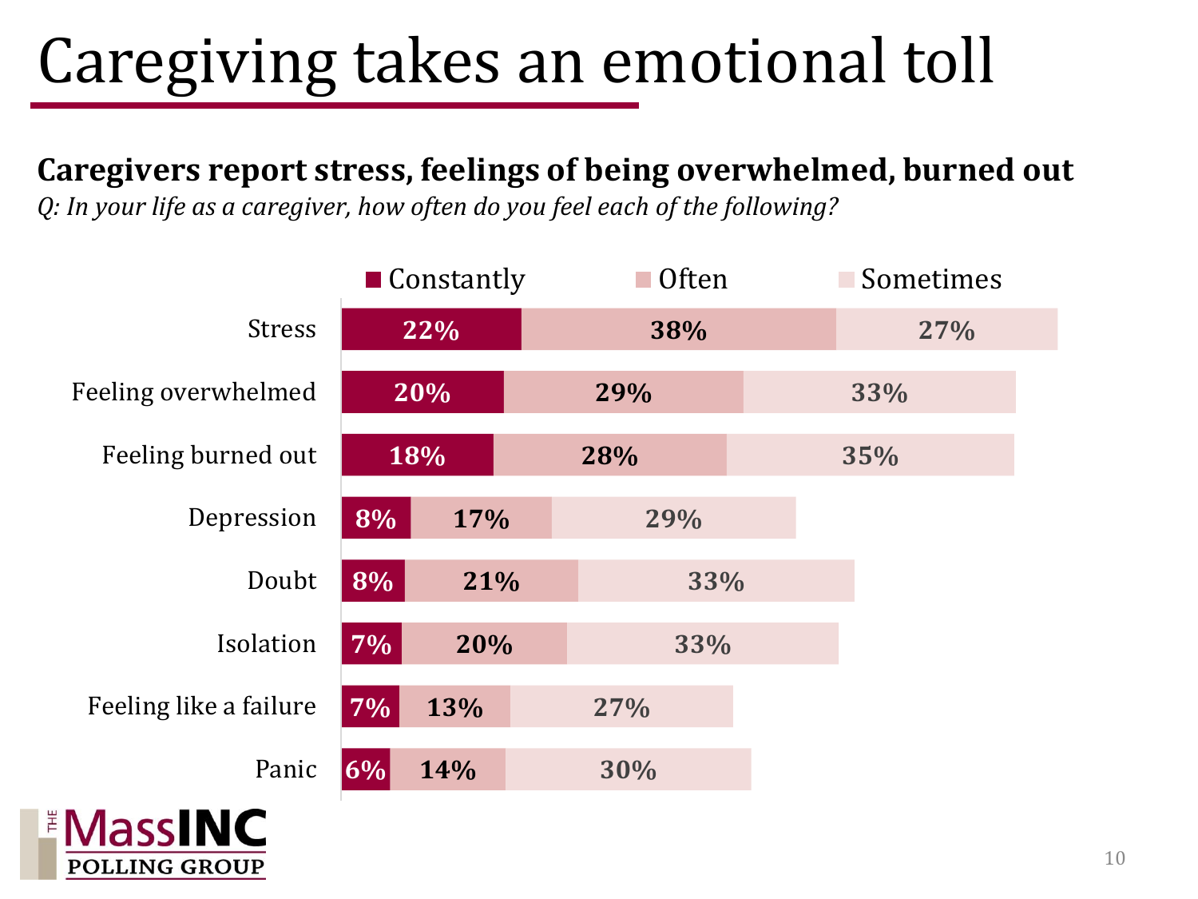# Caregiving takes an emotional toll

**Caregivers report stress, feelings of being overwhelmed, burned out**

*Q: In your life as a caregiver, how often do you feel each of the following?*

| | Constantly | Often | Sometimes |
|---|---|---|---|
| Stress | 22% | 38% | 27% |
| Feeling overwhelmed | 20% | 29% | 33% |
| Feeling burned out | 18% | 28% | 35% |
| Depression | 8% | 17% | 29% |
| Doubt | 8% | 21% | 33% |
| Isolation | 7% | 20% | 33% |
| Feeling like a failure | 7% | 13% | 27% |
| Panic | 6% | 14% | 30% |

THE MassINC POLLING GROUP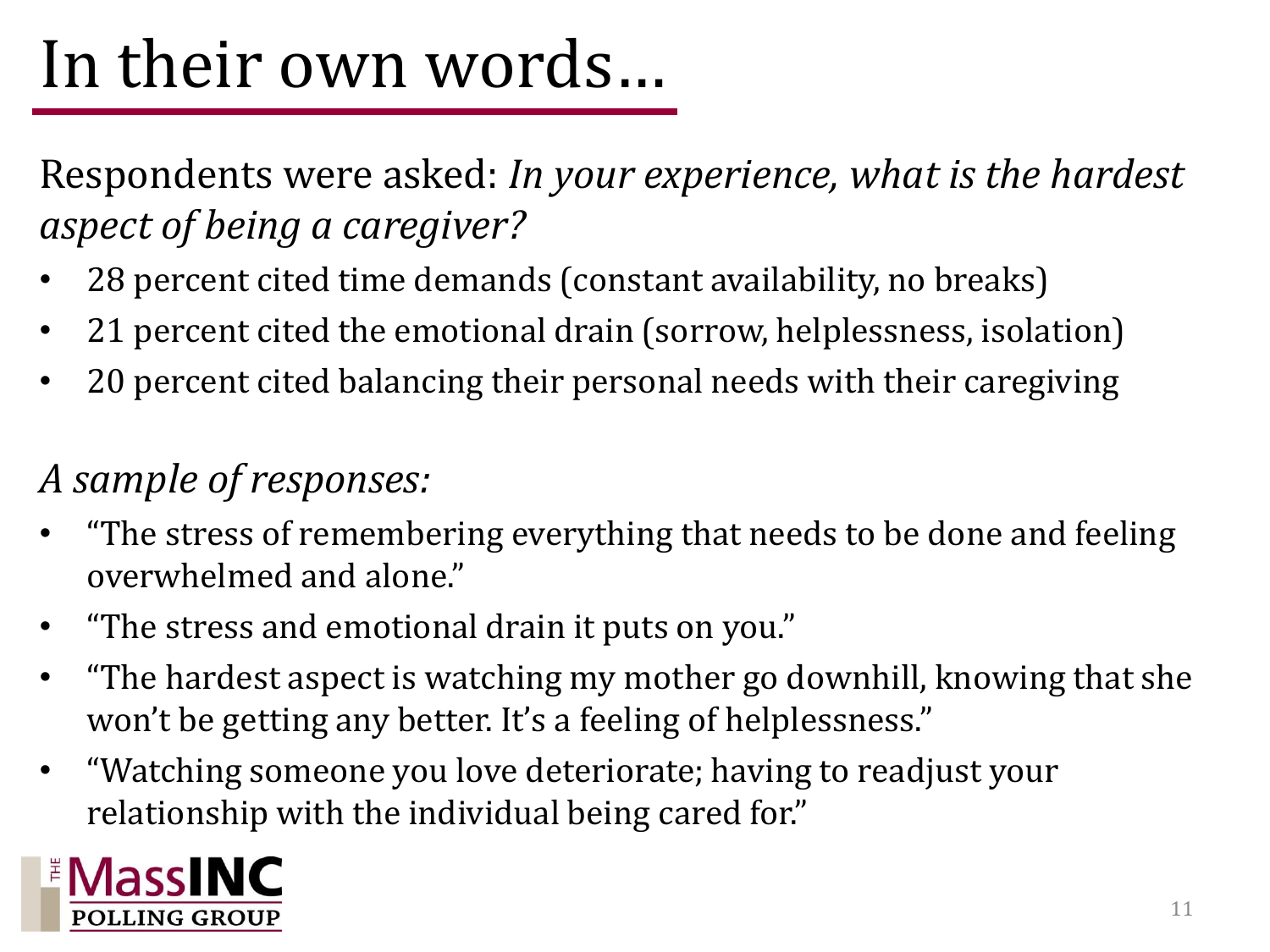# In their own words…

Respondents were asked: *In your experience, what is the hardest aspect of being a caregiver?*

- 28 percent cited time demands (constant availability, no breaks)
- 21 percent cited the emotional drain (sorrow, helplessness, isolation)
- 20 percent cited balancing their personal needs with their caregiving

*A sample of responses:*

- "The stress of remembering everything that needs to be done and feeling overwhelmed and alone."
- "The stress and emotional drain it puts on you."
- "The hardest aspect is watching my mother go downhill, knowing that she won't be getting any better. It's a feeling of helplessness."
- "Watching someone you love deteriorate; having to readjust your relationship with the individual being cared for."

THE MassINC POLLING GROUP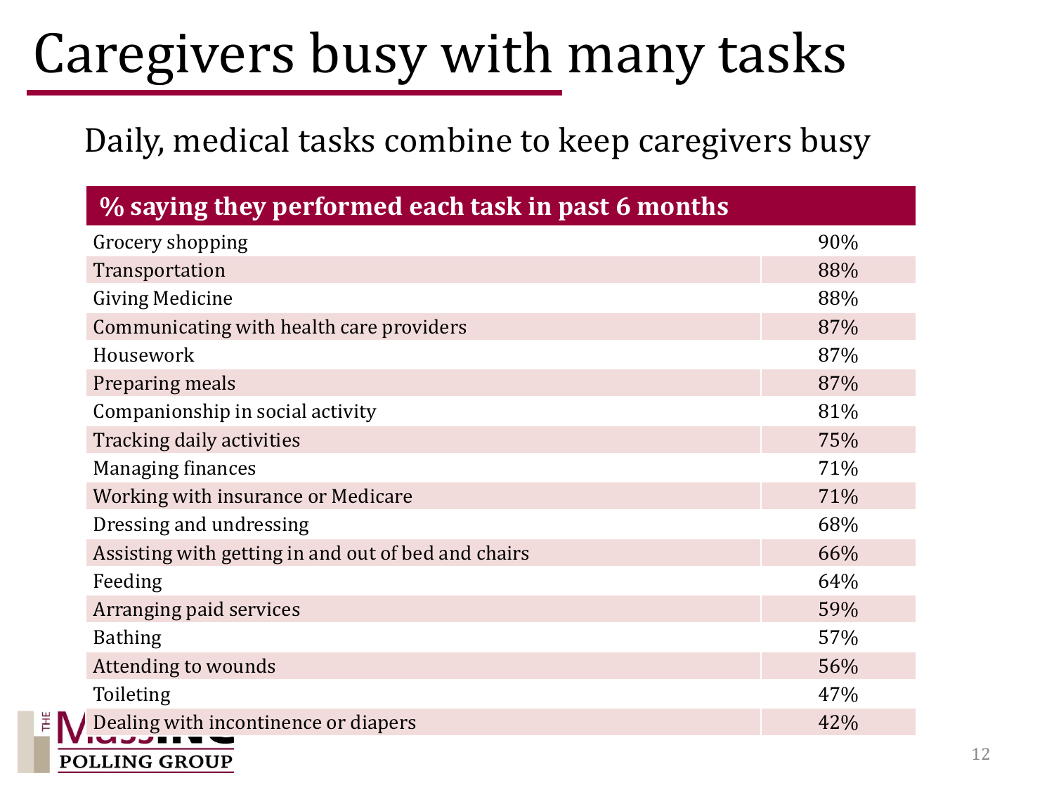# Caregivers busy with many tasks

## Daily, medical tasks combine to keep caregivers busy

| % saying they performed each task in past 6 months | |
|---|---|
| Grocery shopping | 90% |
| Transportation | 88% |
| Giving Medicine | 88% |
| Communicating with health care providers | 87% |
| Housework | 87% |
| Preparing meals | 87% |
| Companionship in social activity | 81% |
| Tracking daily activities | 75% |
| Managing finances | 71% |
| Working with insurance or Medicare | 71% |
| Dressing and undressing | 68% |
| Assisting with getting in and out of bed and chairs | 66% |
| Feeding | 64% |
| Arranging paid services | 59% |
| Bathing | 57% |
| Attending to wounds | 56% |
| Toileting | 47% |
| Dealing with incontinence or diapers | 42% |

THE MassINC POLLING GROUP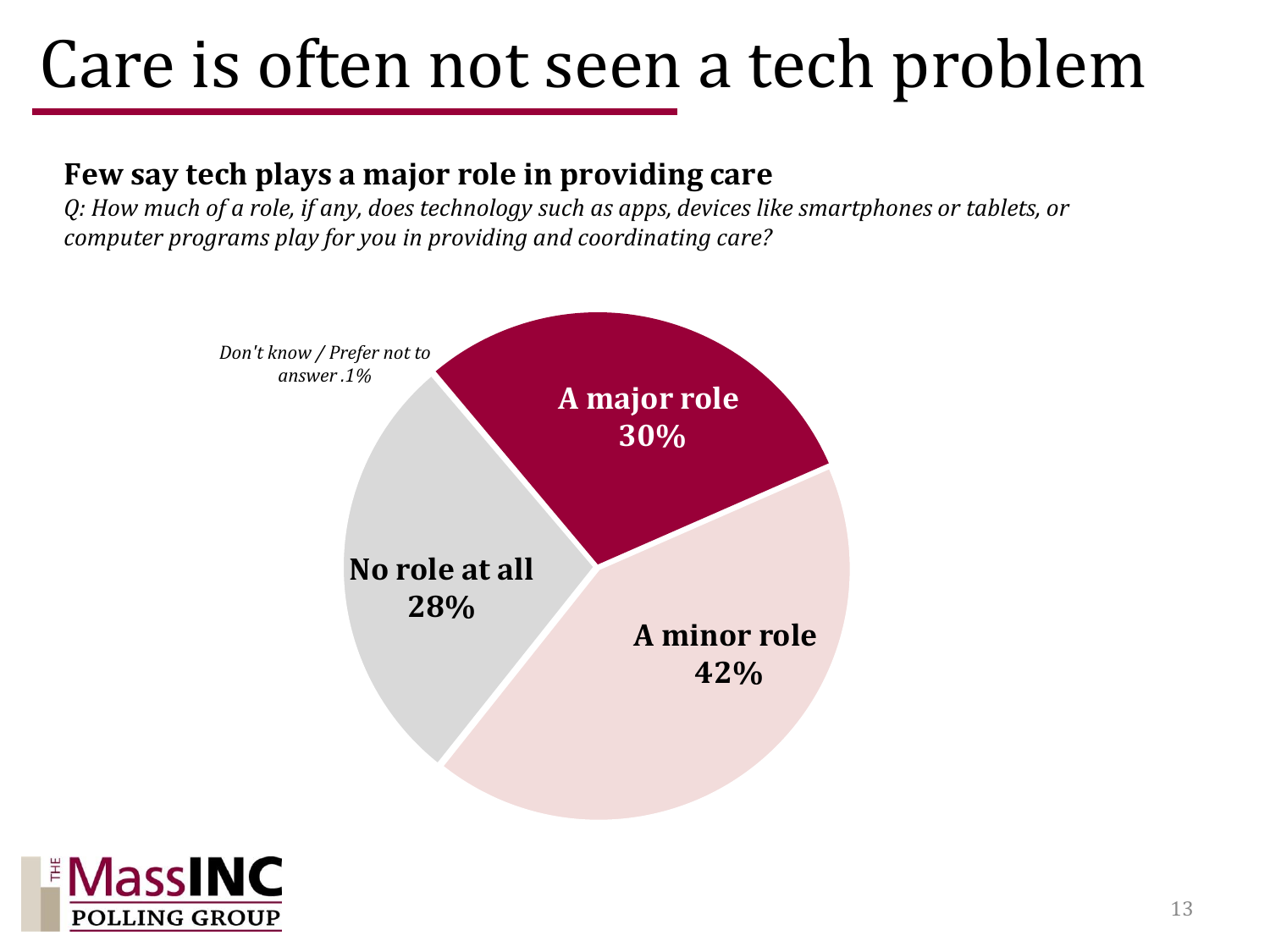# Care is often not seen a tech problem

**Few say tech plays a major role in providing care**

*Q: How much of a role, if any, does technology such as apps, devices like smartphones or tablets, or computer programs play for you in providing and coordinating care?*

| Response | Percent |
|---|---|
| A major role | 30% |
| A minor role | 42% |
| No role at all | 28% |
| Don't know / Prefer not to answer | .1% |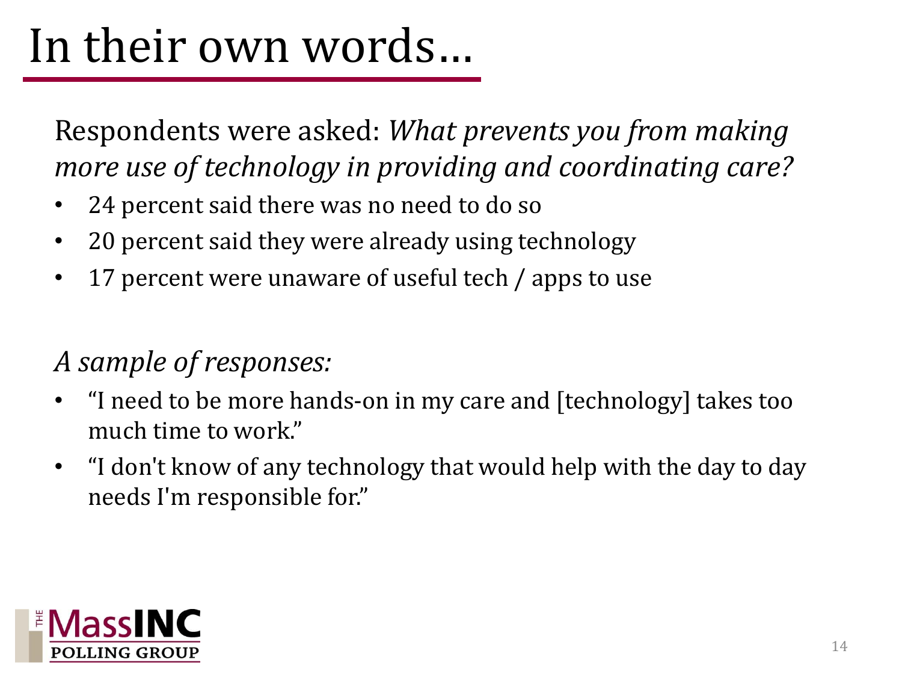# In their own words…

Respondents were asked: *What prevents you from making more use of technology in providing and coordinating care?*

- 24 percent said there was no need to do so
- 20 percent said they were already using technology
- 17 percent were unaware of useful tech / apps to use

*A sample of responses:*

- "I need to be more hands-on in my care and [technology] takes too much time to work."
- "I don't know of any technology that would help with the day to day needs I'm responsible for."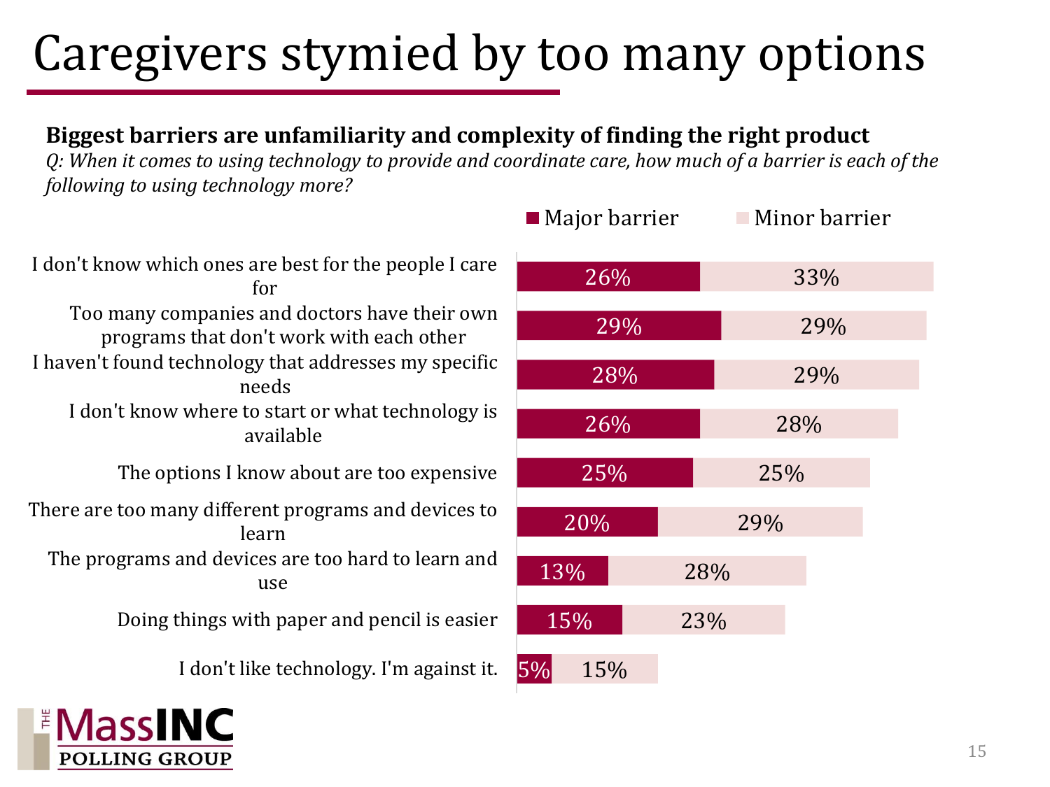# Caregivers stymied by too many options

**Biggest barriers are unfamiliarity and complexity of finding the right product**

*Q: When it comes to using technology to provide and coordinate care, how much of a barrier is each of the following to using technology more?*

| Barrier | Major barrier | Minor barrier |
|---|---|---|
| I don't know which ones are best for the people I care for | 26% | 33% |
| Too many companies and doctors have their own programs that don't work with each other | 29% | 29% |
| I haven't found technology that addresses my specific needs | 28% | 29% |
| I don't know where to start or what technology is available | 26% | 28% |
| The options I know about are too expensive | 25% | 25% |
| There are too many different programs and devices to learn | 20% | 29% |
| The programs and devices are too hard to learn and use | 13% | 28% |
| Doing things with paper and pencil is easier | 15% | 23% |
| I don't like technology. I'm against it. | 5% | 15% |

THE MassINC POLLING GROUP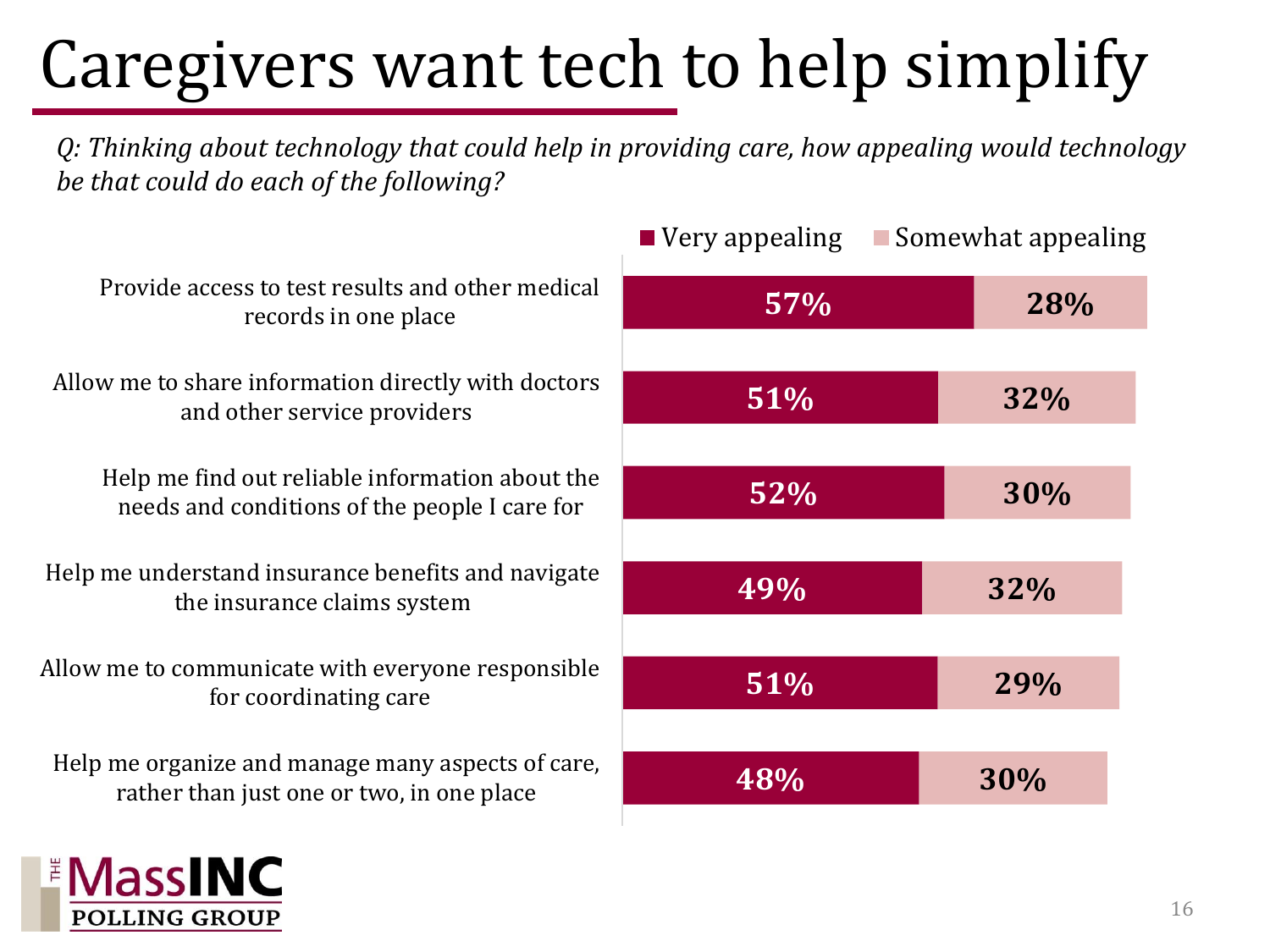# Caregivers want tech to help simplify

*Q: Thinking about technology that could help in providing care, how appealing would technology be that could do each of the following?*

| | Very appealing | Somewhat appealing |
|---|---|---|
| Provide access to test results and other medical records in one place | 57% | 28% |
| Allow me to share information directly with doctors and other service providers | 51% | 32% |
| Help me find out reliable information about the needs and conditions of the people I care for | 52% | 30% |
| Help me understand insurance benefits and navigate the insurance claims system | 49% | 32% |
| Allow me to communicate with everyone responsible for coordinating care | 51% | 29% |
| Help me organize and manage many aspects of care, rather than just one or two, in one place | 48% | 30% |

THE MassINC POLLING GROUP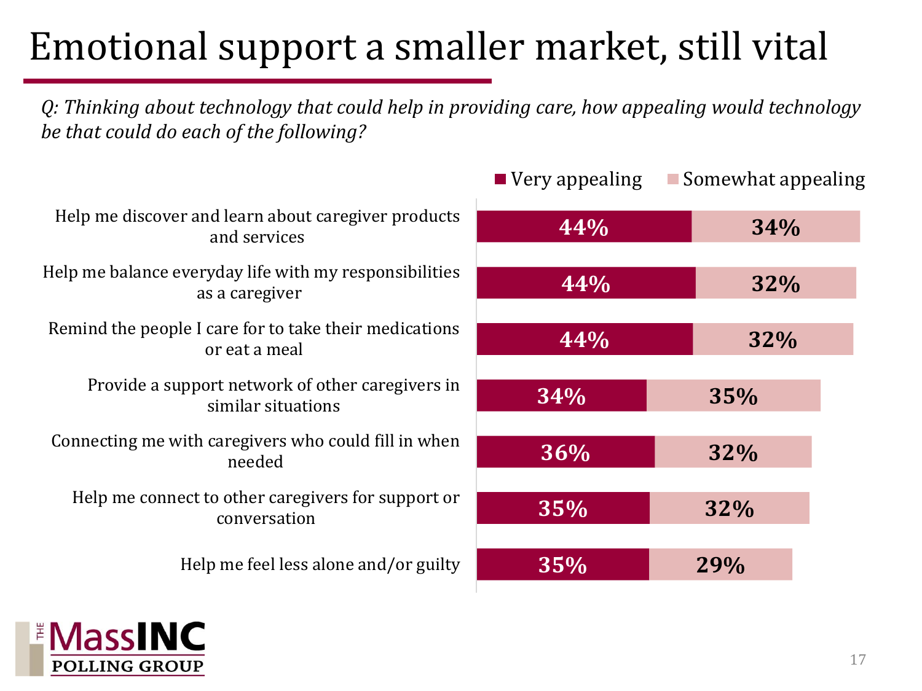# Emotional support a smaller market, still vital

*Q: Thinking about technology that could help in providing care, how appealing would technology be that could do each of the following?*

| | Very appealing | Somewhat appealing |
|---|---|---|
| Help me discover and learn about caregiver products and services | 44% | 34% |
| Help me balance everyday life with my responsibilities as a caregiver | 44% | 32% |
| Remind the people I care for to take their medications or eat a meal | 44% | 32% |
| Provide a support network of other caregivers in similar situations | 34% | 35% |
| Connecting me with caregivers who could fill in when needed | 36% | 32% |
| Help me connect to other caregivers for support or conversation | 35% | 32% |
| Help me feel less alone and/or guilty | 35% | 29% |

THE MassINC POLLING GROUP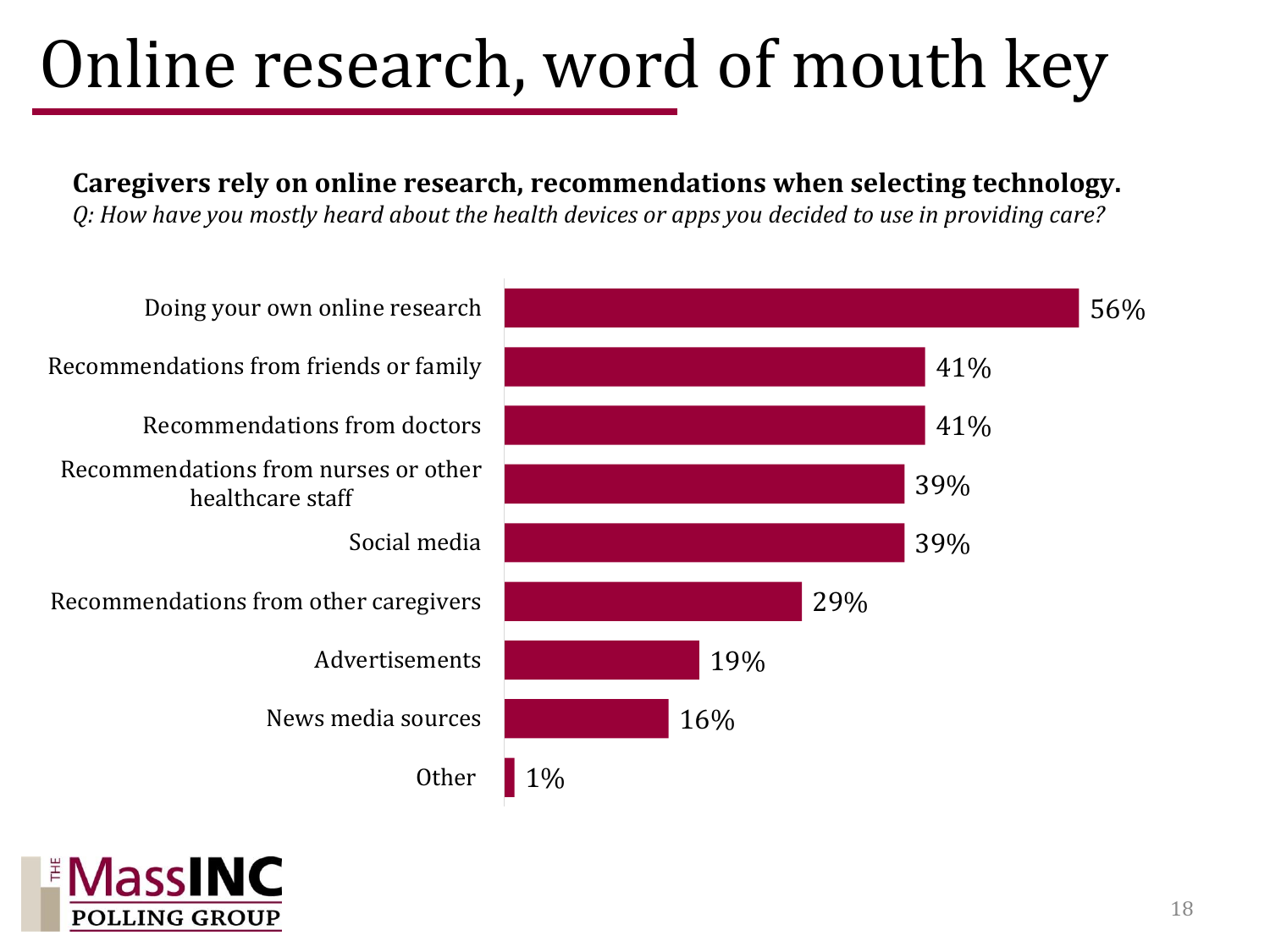# Online research, word of mouth key

**Caregivers rely on online research, recommendations when selecting technology.**

*Q: How have you mostly heard about the health devices or apps you decided to use in providing care?*

| Source | % |
| --- | --- |
| Doing your own online research | 56% |
| Recommendations from friends or family | 41% |
| Recommendations from doctors | 41% |
| Recommendations from nurses or other healthcare staff | 39% |
| Social media | 39% |
| Recommendations from other caregivers | 29% |
| Advertisements | 19% |
| News media sources | 16% |
| Other | 1% |

THE MassINC POLLING GROUP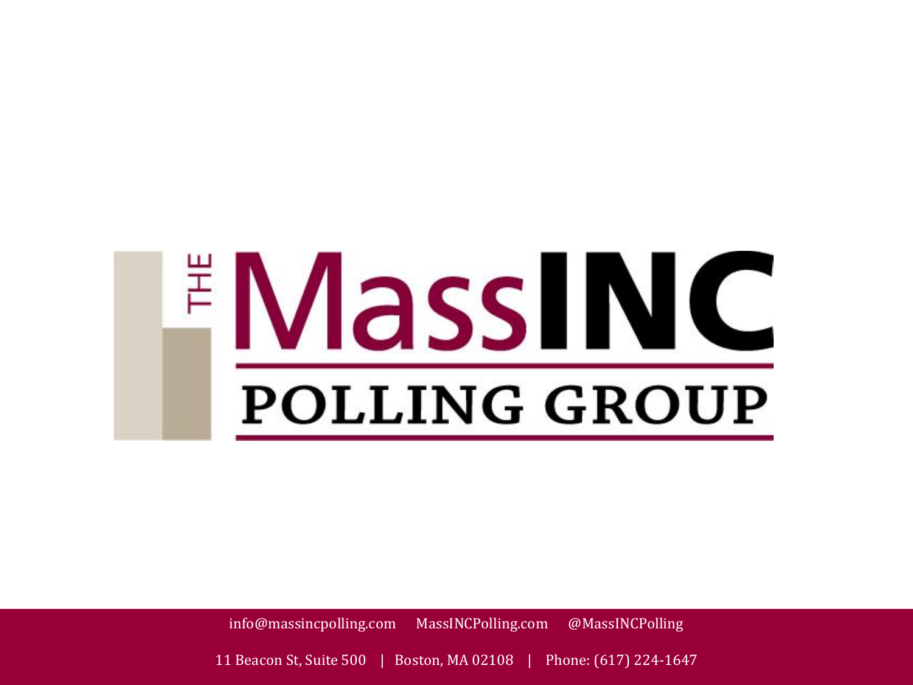THE MassINC POLLING GROUP

info@massincpolling.com MassINCPolling.com @MassINCPolling

11 Beacon St, Suite 500 | Boston, MA 02108 | Phone: (617) 224-1647